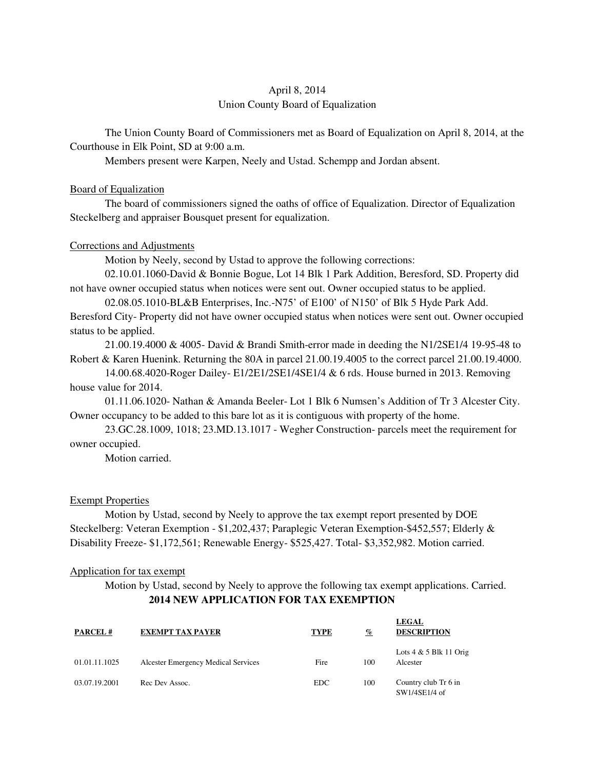April 8, 2014

Union County Board of Equalization

The Union County Board of Commissioners met as Board of Equalization on April 8, 2014, at the Courthouse in Elk Point, SD at 9:00 a.m.

Members present were Karpen, Neely and Ustad. Schempp and Jordan absent.

Board of Equalization

The board of commissioners signed the oaths of office of Equalization. Director of Equalization Steckelberg and appraiser Bousquet present for equalization.

Corrections and Adjustments

Motion by Neely, second by Ustad to approve the following corrections:

02.10.01.1060-David & Bonnie Bogue, Lot 14 Blk 1 Park Addition, Beresford, SD. Property did not have owner occupied status when notices were sent out. Owner occupied status to be applied.

02.08.05.1010-BL&B Enterprises, Inc.-N75' of E100' of N150' of Blk 5 Hyde Park Add. Beresford City- Property did not have owner occupied status when notices were sent out. Owner occupied status to be applied.

21.00.19.4000 & 4005- David & Brandi Smith-error made in deeding the N1/2SE1/4 19-95-48 to Robert & Karen Huenink. Returning the 80A in parcel 21.00.19.4005 to the correct parcel 21.00.19.4000.

14.00.68.4020-Roger Dailey- E1/2E1/2SE1/4SE1/4 & 6 rds. House burned in 2013. Removing house value for 2014.

01.11.06.1020- Nathan & Amanda Beeler- Lot 1 Blk 6 Numsen's Addition of Tr 3 Alcester City. Owner occupancy to be added to this bare lot as it is contiguous with property of the home.

23.GC.28.1009, 1018; 23.MD.13.1017 - Wegher Construction- parcels meet the requirement for owner occupied.

Motion carried.

Exempt Properties

Motion by Ustad, second by Neely to approve the tax exempt report presented by DOE Steckelberg: Veteran Exemption - $1,202,437; Paraplegic Veteran Exemption-$452,557; Elderly & Disability Freeze- $1,172,561; Renewable Energy- $525,427. Total- $3,352,982. Motion carried.

Application for tax exempt

Motion by Ustad, second by Neely to approve the following tax exempt applications. Carried.

**2014 NEW APPLICATION FOR TAX EXEMPTION**

| PARCEL # | EXEMPT TAX PAYER | TYPE | % | LEGAL DESCRIPTION |
|---|---|---|---|---|
| 01.01.11.1025 | Alcester Emergency Medical Services | Fire | 100 | Lots 4 & 5 Blk 11 Orig Alcester |
| 03.07.19.2001 | Rec Dev Assoc. | EDC | 100 | Country club Tr 6 in SW1/4SE1/4 of |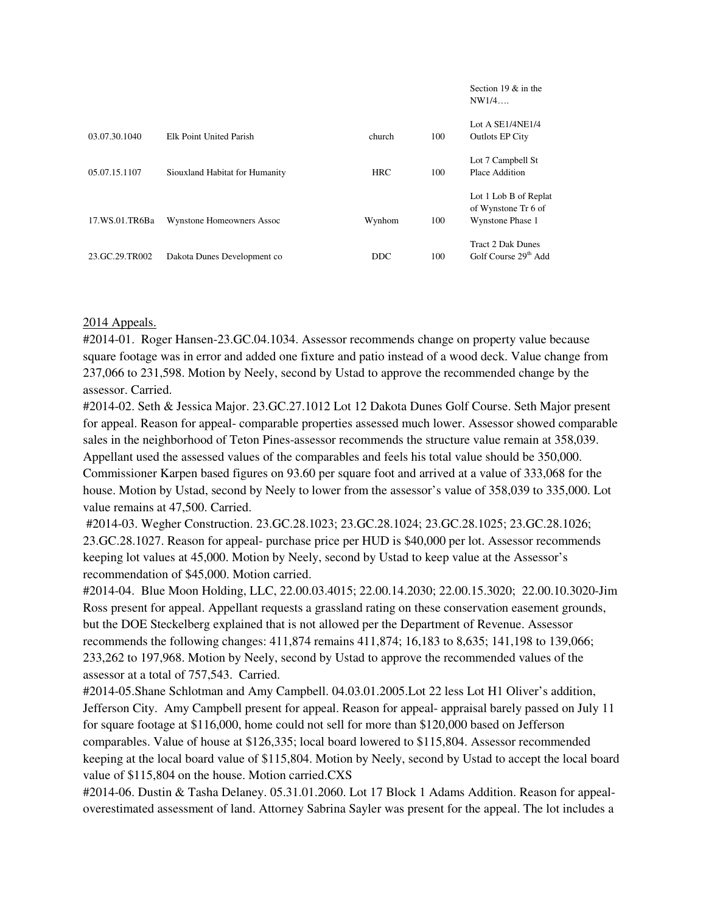|  |  |  |  | Section 19 & in the NW1/4…. |
|---|---|---|---|---|
| 03.07.30.1040 | Elk Point United Parish | church | 100 | Lot A SE1/4NE1/4 Outlots EP City |
| 05.07.15.1107 | Siouxland Habitat for Humanity | HRC | 100 | Lot 7 Campbell St Place Addition |
| 17.WS.01.TR6Ba | Wynstone Homeowners Assoc | Wynhom | 100 | Lot 1 Lob B of Replat of Wynstone Tr 6 of Wynstone Phase 1 |
| 23.GC.29.TR002 | Dakota Dunes Development co | DDC | 100 | Tract 2 Dak Dunes Golf Course 29th Add |

2014 Appeals.

#2014-01. Roger Hansen-23.GC.04.1034. Assessor recommends change on property value because square footage was in error and added one fixture and patio instead of a wood deck. Value change from 237,066 to 231,598. Motion by Neely, second by Ustad to approve the recommended change by the assessor. Carried.

#2014-02. Seth & Jessica Major. 23.GC.27.1012 Lot 12 Dakota Dunes Golf Course. Seth Major present for appeal. Reason for appeal- comparable properties assessed much lower. Assessor showed comparable sales in the neighborhood of Teton Pines-assessor recommends the structure value remain at 358,039. Appellant used the assessed values of the comparables and feels his total value should be 350,000. Commissioner Karpen based figures on 93.60 per square foot and arrived at a value of 333,068 for the house. Motion by Ustad, second by Neely to lower from the assessor's value of 358,039 to 335,000. Lot value remains at 47,500. Carried.

#2014-03. Wegher Construction. 23.GC.28.1023; 23.GC.28.1024; 23.GC.28.1025; 23.GC.28.1026; 23.GC.28.1027. Reason for appeal- purchase price per HUD is $40,000 per lot. Assessor recommends keeping lot values at 45,000. Motion by Neely, second by Ustad to keep value at the Assessor's recommendation of $45,000. Motion carried.

#2014-04. Blue Moon Holding, LLC, 22.00.03.4015; 22.00.14.2030; 22.00.15.3020; 22.00.10.3020-Jim Ross present for appeal. Appellant requests a grassland rating on these conservation easement grounds, but the DOE Steckelberg explained that is not allowed per the Department of Revenue. Assessor recommends the following changes: 411,874 remains 411,874; 16,183 to 8,635; 141,198 to 139,066; 233,262 to 197,968. Motion by Neely, second by Ustad to approve the recommended values of the assessor at a total of 757,543. Carried.

#2014-05.Shane Schlotman and Amy Campbell. 04.03.01.2005.Lot 22 less Lot H1 Oliver's addition, Jefferson City. Amy Campbell present for appeal. Reason for appeal- appraisal barely passed on July 11 for square footage at $116,000, home could not sell for more than $120,000 based on Jefferson comparables. Value of house at $126,335; local board lowered to $115,804. Assessor recommended keeping at the local board value of $115,804. Motion by Neely, second by Ustad to accept the local board value of $115,804 on the house. Motion carried.CXS

#2014-06. Dustin & Tasha Delaney. 05.31.01.2060. Lot 17 Block 1 Adams Addition. Reason for appeal- overestimated assessment of land. Attorney Sabrina Sayler was present for the appeal. The lot includes a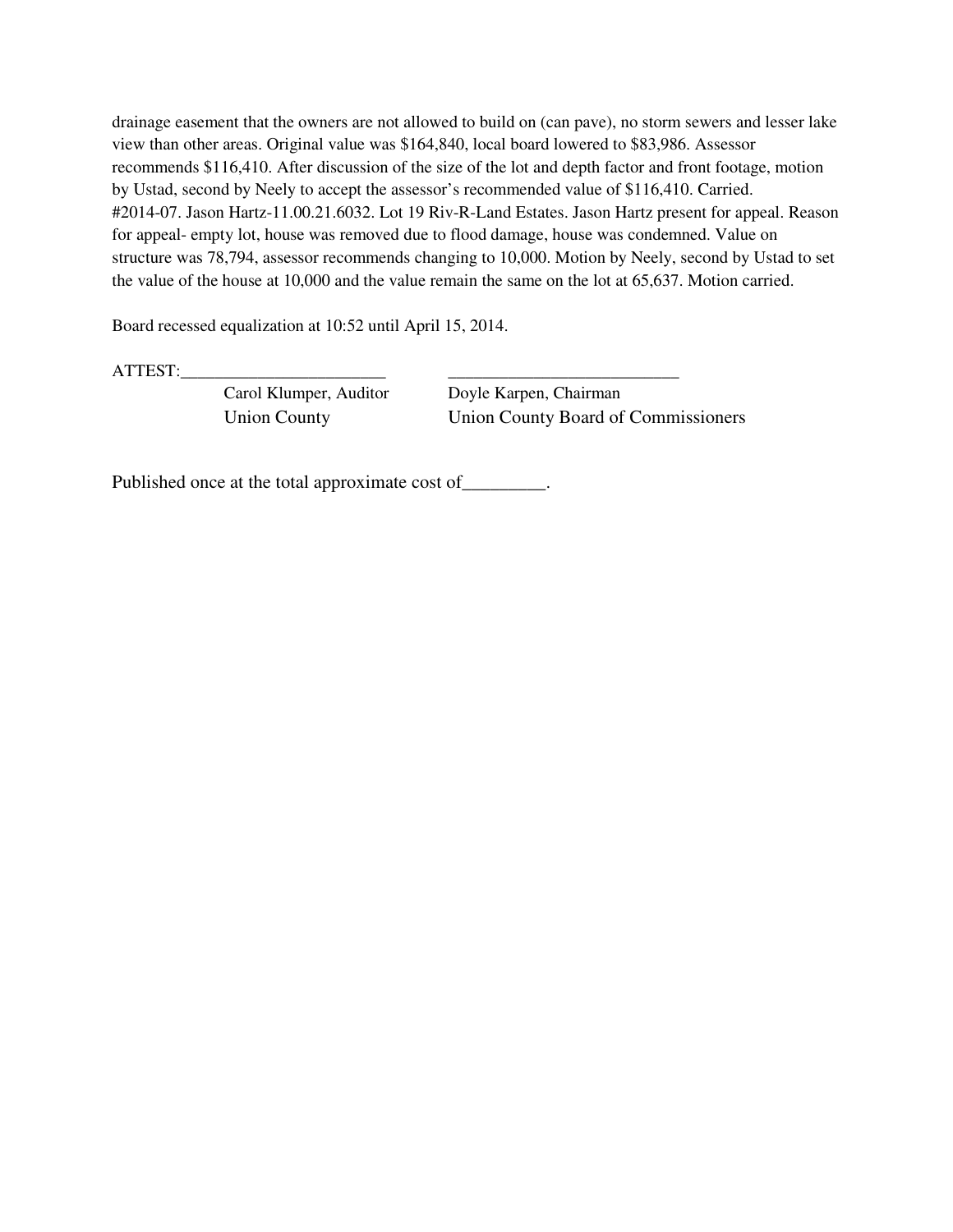drainage easement that the owners are not allowed to build on (can pave), no storm sewers and lesser lake view than other areas. Original value was $164,840, local board lowered to $83,986. Assessor recommends $116,410. After discussion of the size of the lot and depth factor and front footage, motion by Ustad, second by Neely to accept the assessor's recommended value of $116,410. Carried. #2014-07. Jason Hartz-11.00.21.6032. Lot 19 Riv-R-Land Estates. Jason Hartz present for appeal. Reason for appeal- empty lot, house was removed due to flood damage, house was condemned. Value on structure was 78,794, assessor recommends changing to 10,000. Motion by Neely, second by Ustad to set the value of the house at 10,000 and the value remain the same on the lot at 65,637. Motion carried.

Board recessed equalization at 10:52 until April 15, 2014.

ATTEST:_______________________ ___________________________

Carol Klumper, Auditor Doyle Karpen, Chairman

Union County Union County Board of Commissioners

Published once at the total approximate cost of_________.